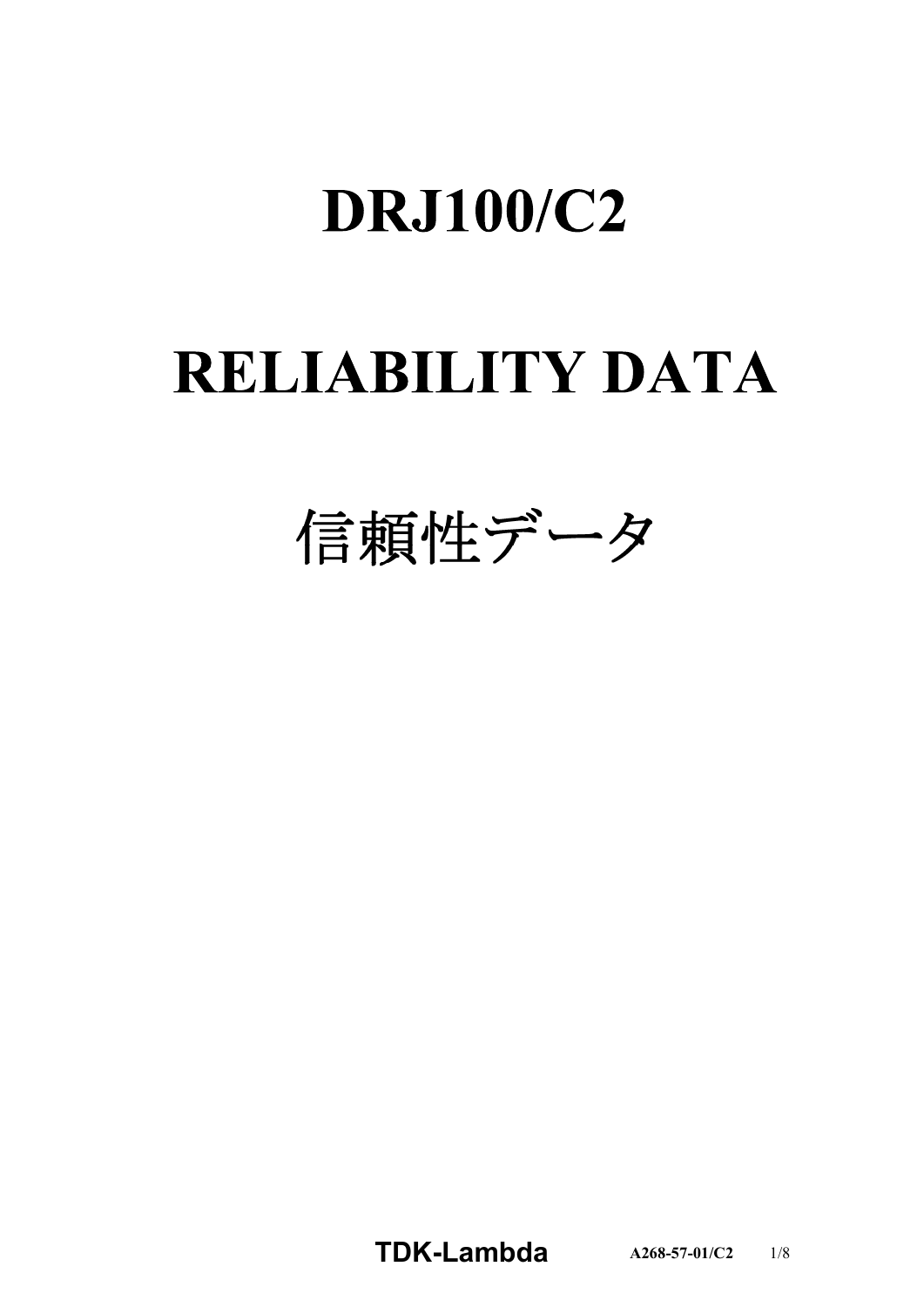# DRJ100/C2

# RELIABILITY DATA

# 信頼性データ

**TDK-Lambda** A268-57-01/C2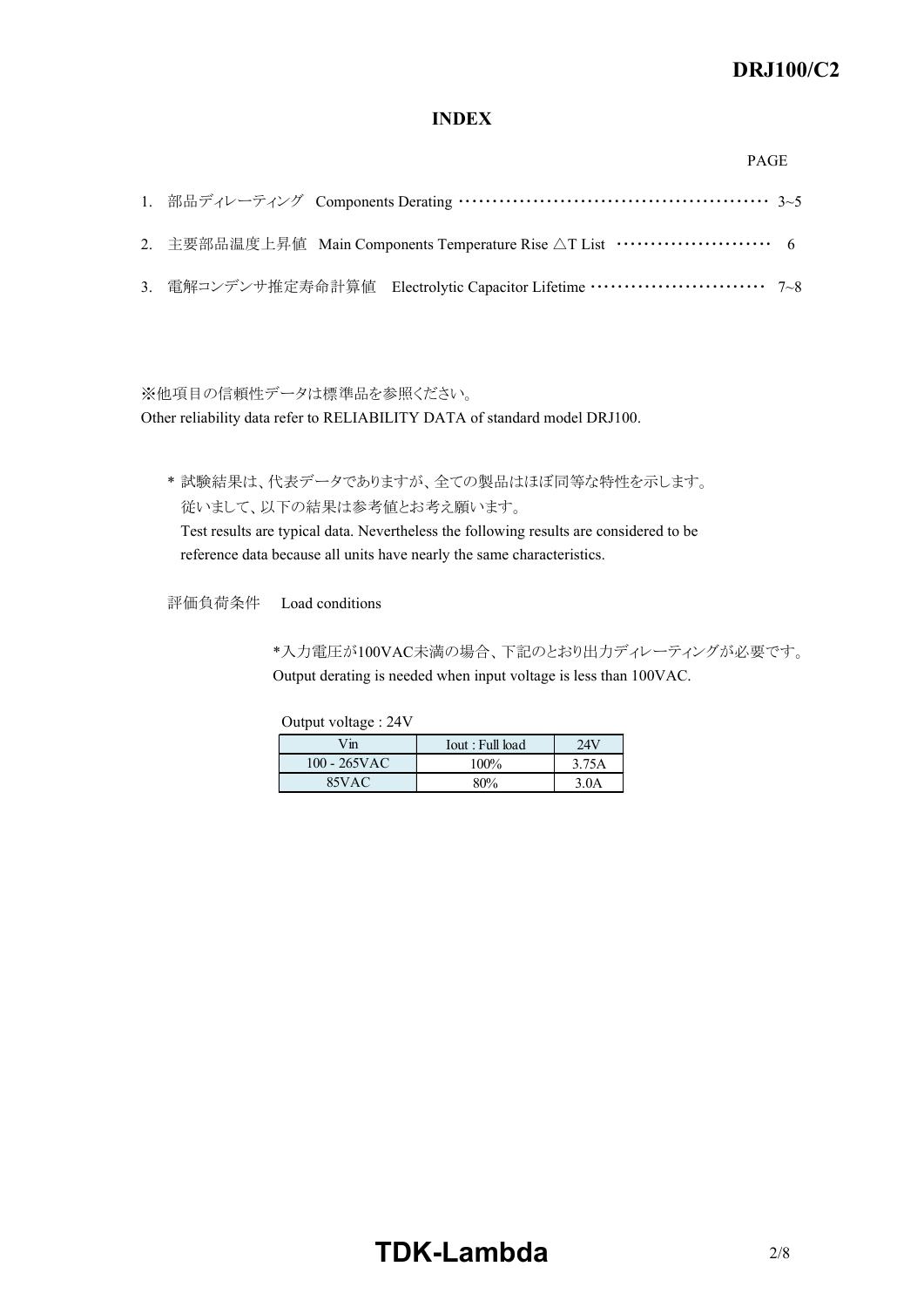# INDEX

PAGE

1. 部品ディレーティング　Components Derating ··············································· 3~5
2. 主要部品温度上昇値　Main Components Temperature Rise △T List ······················· 6
3. 電解コンデンサ推定寿命計算値　Electrolytic Capacitor Lifetime ·························· 7~8

※他項目の信頼性データは標準品を参照ください。
Other reliability data refer to RELIABILITY DATA of standard model DRJ100.

\* 試験結果は、代表データでありますが、全ての製品はほぼ同等な特性を示します。
従いまして、以下の結果は参考値とお考え願います。
Test results are typical data. Nevertheless the following results are considered to be reference data because all units have nearly the same characteristics.

評価負荷条件　Load conditions

\*入力電圧が100VAC未満の場合、下記のとおり出力ディレーティングが必要です。
Output derating is needed when input voltage is less than 100VAC.

Output voltage : 24V

| Vin | Iout : Full load | 24V |
|---|---|---|
| 100 - 265VAC | 100% | 3.75A |
| 85VAC | 80% | 3.0A |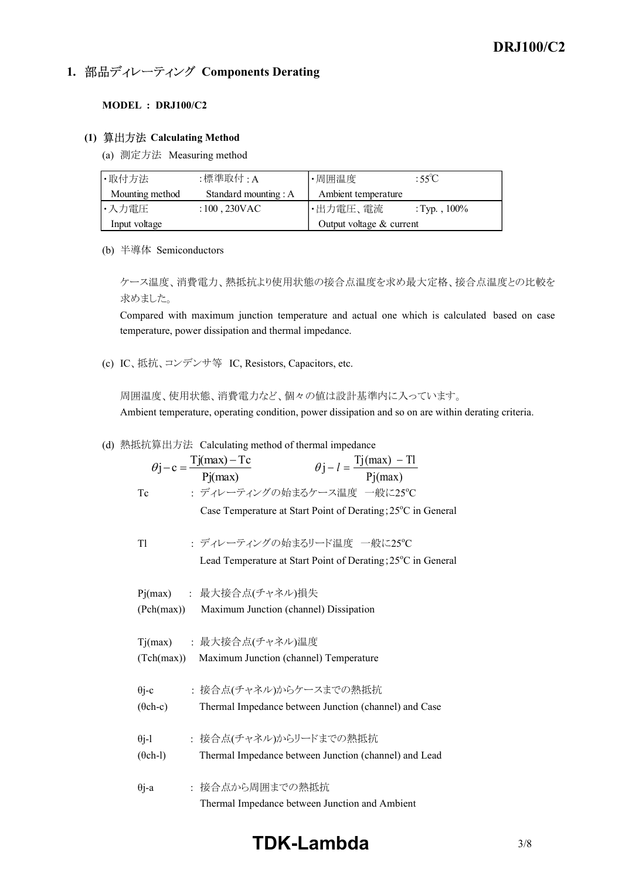## 1. 部品ディレーティング Components Derating

**MODEL : DRJ100/C2**

### (1) 算出方法 Calculating Method

(a) 測定方法 Measuring method

| ・取付方法 Mounting method | :標準取付 : A Standard mounting : A | ・周囲温度 Ambient temperature | :55℃ |
|---|---|---|---|
| ・入力電圧 Input voltage | : 100 , 230VAC | ・出力電圧、電流 Output voltage & current | : Typ. , 100% |

(b) 半導体 Semiconductors

ケース温度、消費電力、熱抵抗より使用状態の接合点温度を求め最大定格、接合点温度との比較を求めました。
Compared with maximum junction temperature and actual one which is calculated based on case temperature, power dissipation and thermal impedance.

(c) IC、抵抗、コンデンサ等 IC, Resistors, Capacitors, etc.

周囲温度、使用状態、消費電力など、個々の値は設計基準内に入っています。
Ambient temperature, operating condition, power dissipation and so on are within derating criteria.

(d) 熱抵抗算出方法 Calculating method of thermal impedance

$$\theta j-c = \frac{Tj(max) - Tc}{Pj(max)} \qquad \theta j-l = \frac{Tj(max) - Tl}{Pj(max)}$$

Tc : ディレーティングの始まるケース温度 一般に25°C
Case Temperature at Start Point of Derating ; 25°C in General

Tl : ディレーティングの始まるリード温度 一般に25°C
Lead Temperature at Start Point of Derating ; 25°C in General

Pj(max) : 最大接合点(チャネル)損失
(Pch(max)) Maximum Junction (channel) Dissipation

Tj(max) : 最大接合点(チャネル)温度
(Tch(max)) Maximum Junction (channel) Temperature

θj-c : 接合点(チャネル)からケースまでの熱抵抗
(θch-c) Thermal Impedance between Junction (channel) and Case

θj-l : 接合点(チャネル)からリードまでの熱抵抗
(θch-l) Thermal Impedance between Junction (channel) and Lead

θj-a : 接合点から周囲までの熱抵抗
Thermal Impedance between Junction and Ambient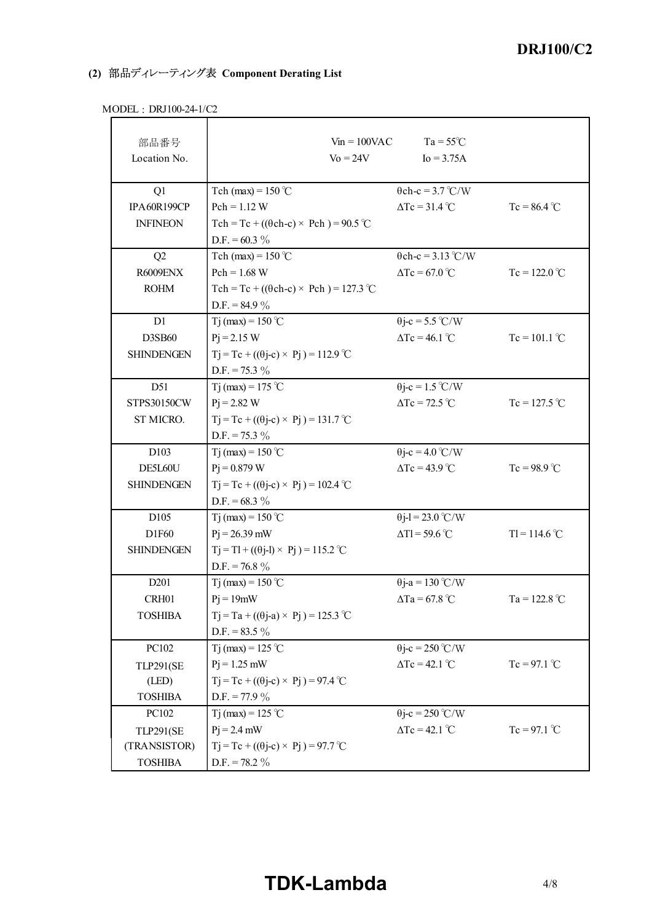### (2) 部品ディレーティング表 Component Derating List

MODEL : DRJ100-24-1/C2

| 部品番号<br>Location No. | Vin = 100VAC<br>Vo = 24V | Ta = 55℃<br>Io = 3.75A | |
|---|---|---|---|
| Q1<br>IPA60R199CP<br>INFINEON | Tch (max) = 150 ℃<br>Pch = 1.12 W<br>Tch = Tc + ((θch-c) × Pch ) = 90.5 ℃<br>D.F. = 60.3 % | θch-c = 3.7 ℃/W<br>ΔTc = 31.4 ℃ | <br>Tc = 86.4 ℃ |
| Q2<br>R6009ENX<br>ROHM | Tch (max) = 150 ℃<br>Pch = 1.68 W<br>Tch = Tc + ((θch-c) × Pch ) = 127.3 ℃<br>D.F. = 84.9 % | θch-c = 3.13 ℃/W<br>ΔTc = 67.0 ℃ | <br>Tc = 122.0 ℃ |
| D1<br>D3SB60<br>SHINDENGEN | Tj (max) = 150 ℃<br>Pj = 2.15 W<br>Tj = Tc + ((θj-c) × Pj ) = 112.9 ℃<br>D.F. = 75.3 % | θj-c = 5.5 ℃/W<br>ΔTc = 46.1 ℃ | <br>Tc = 101.1 ℃ |
| D51<br>STPS30150CW<br>ST MICRO. | Tj (max) = 175 ℃<br>Pj = 2.82 W<br>Tj = Tc + ((θj-c) × Pj ) = 131.7 ℃<br>D.F. = 75.3 % | θj-c = 1.5 ℃/W<br>ΔTc = 72.5 ℃ | <br>Tc = 127.5 ℃ |
| D103<br>DE5L60U<br>SHINDENGEN | Tj (max) = 150 ℃<br>Pj = 0.879 W<br>Tj = Tc + ((θj-c) × Pj ) = 102.4 ℃<br>D.F. = 68.3 % | θj-c = 4.0 ℃/W<br>ΔTc = 43.9 ℃ | <br>Tc = 98.9 ℃ |
| D105<br>D1F60<br>SHINDENGEN | Tj (max) = 150 ℃<br>Pj = 26.39 mW<br>Tj = Tl + ((θj-l) × Pj ) = 115.2 ℃<br>D.F. = 76.8 % | θj-l = 23.0 ℃/W<br>ΔTl = 59.6 ℃ | <br>Tl = 114.6 ℃ |
| D201<br>CRH01<br>TOSHIBA | Tj (max) = 150 ℃<br>Pj = 19mW<br>Tj = Ta + ((θj-a) × Pj ) = 125.3 ℃<br>D.F. = 83.5 % | θj-a = 130 ℃/W<br>ΔTa = 67.8 ℃ | <br>Ta = 122.8 ℃ |
| PC102<br>TLP291(SE<br>(LED)<br>TOSHIBA | Tj (max) = 125 ℃<br>Pj = 1.25 mW<br>Tj = Tc + ((θj-c) × Pj ) = 97.4 ℃<br>D.F. = 77.9 % | θj-c = 250 ℃/W<br>ΔTc = 42.1 ℃ | <br>Tc = 97.1 ℃ |
| PC102<br>TLP291(SE<br>(TRANSISTOR)<br>TOSHIBA | Tj (max) = 125 ℃<br>Pj = 2.4 mW<br>Tj = Tc + ((θj-c) × Pj ) = 97.7 ℃<br>D.F. = 78.2 % | θj-c = 250 ℃/W<br>ΔTc = 42.1 ℃ | <br>Tc = 97.1 ℃ |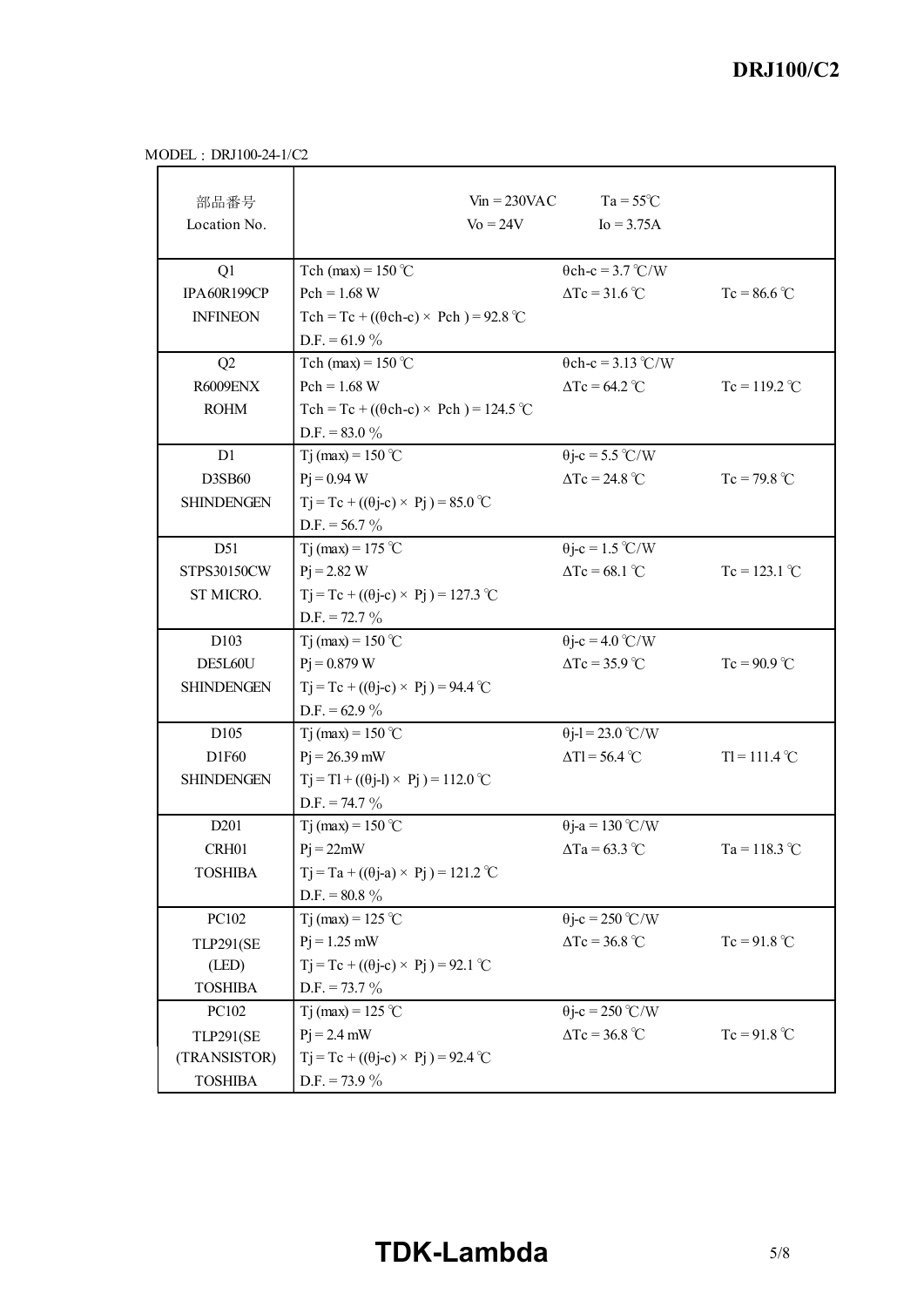MODEL：DRJ100-24-1/C2

| 部品番号<br>Location No. | Vin = 230VAC<br>Vo = 24V | Ta = 55℃<br>Io = 3.75A | |
|---|---|---|---|
| Q1<br>IPA60R199CP<br>INFINEON | Tch (max) = 150 ℃<br>Pch = 1.68 W<br>Tch = Tc + ((θch-c) × Pch ) = 92.8 ℃<br>D.F. = 61.9 % | θch-c = 3.7 ℃/W<br>ΔTc = 31.6 ℃ | Tc = 86.6 ℃ |
| Q2<br>R6009ENX<br>ROHM | Tch (max) = 150 ℃<br>Pch = 1.68 W<br>Tch = Tc + ((θch-c) × Pch ) = 124.5 ℃<br>D.F. = 83.0 % | θch-c = 3.13 ℃/W<br>ΔTc = 64.2 ℃ | Tc = 119.2 ℃ |
| D1<br>D3SB60<br>SHINDENGEN | Tj (max) = 150 ℃<br>Pj = 0.94 W<br>Tj = Tc + ((θj-c) × Pj ) = 85.0 ℃<br>D.F. = 56.7 % | θj-c = 5.5 ℃/W<br>ΔTc = 24.8 ℃ | Tc = 79.8 ℃ |
| D51<br>STPS30150CW<br>ST MICRO. | Tj (max) = 175 ℃<br>Pj = 2.82 W<br>Tj = Tc + ((θj-c) × Pj ) = 127.3 ℃<br>D.F. = 72.7 % | θj-c = 1.5 ℃/W<br>ΔTc = 68.1 ℃ | Tc = 123.1 ℃ |
| D103<br>DE5L60U<br>SHINDENGEN | Tj (max) = 150 ℃<br>Pj = 0.879 W<br>Tj = Tc + ((θj-c) × Pj ) = 94.4 ℃<br>D.F. = 62.9 % | θj-c = 4.0 ℃/W<br>ΔTc = 35.9 ℃ | Tc = 90.9 ℃ |
| D105<br>D1F60<br>SHINDENGEN | Tj (max) = 150 ℃<br>Pj = 26.39 mW<br>Tj = Tl + ((θj-l) × Pj ) = 112.0 ℃<br>D.F. = 74.7 % | θj-l = 23.0 ℃/W<br>ΔTl = 56.4 ℃ | Tl = 111.4 ℃ |
| D201<br>CRH01<br>TOSHIBA | Tj (max) = 150 ℃<br>Pj = 22mW<br>Tj = Ta + ((θj-a) × Pj ) = 121.2 ℃<br>D.F. = 80.8 % | θj-a = 130 ℃/W<br>ΔTa = 63.3 ℃ | Ta = 118.3 ℃ |
| PC102<br>TLP291(SE<br>(LED)<br>TOSHIBA | Tj (max) = 125 ℃<br>Pj = 1.25 mW<br>Tj = Tc + ((θj-c) × Pj ) = 92.1 ℃<br>D.F. = 73.7 % | θj-c = 250 ℃/W<br>ΔTc = 36.8 ℃ | Tc = 91.8 ℃ |
| PC102<br>TLP291(SE<br>(TRANSISTOR)<br>TOSHIBA | Tj (max) = 125 ℃<br>Pj = 2.4 mW<br>Tj = Tc + ((θj-c) × Pj ) = 92.4 ℃<br>D.F. = 73.9 % | θj-c = 250 ℃/W<br>ΔTc = 36.8 ℃ | Tc = 91.8 ℃ |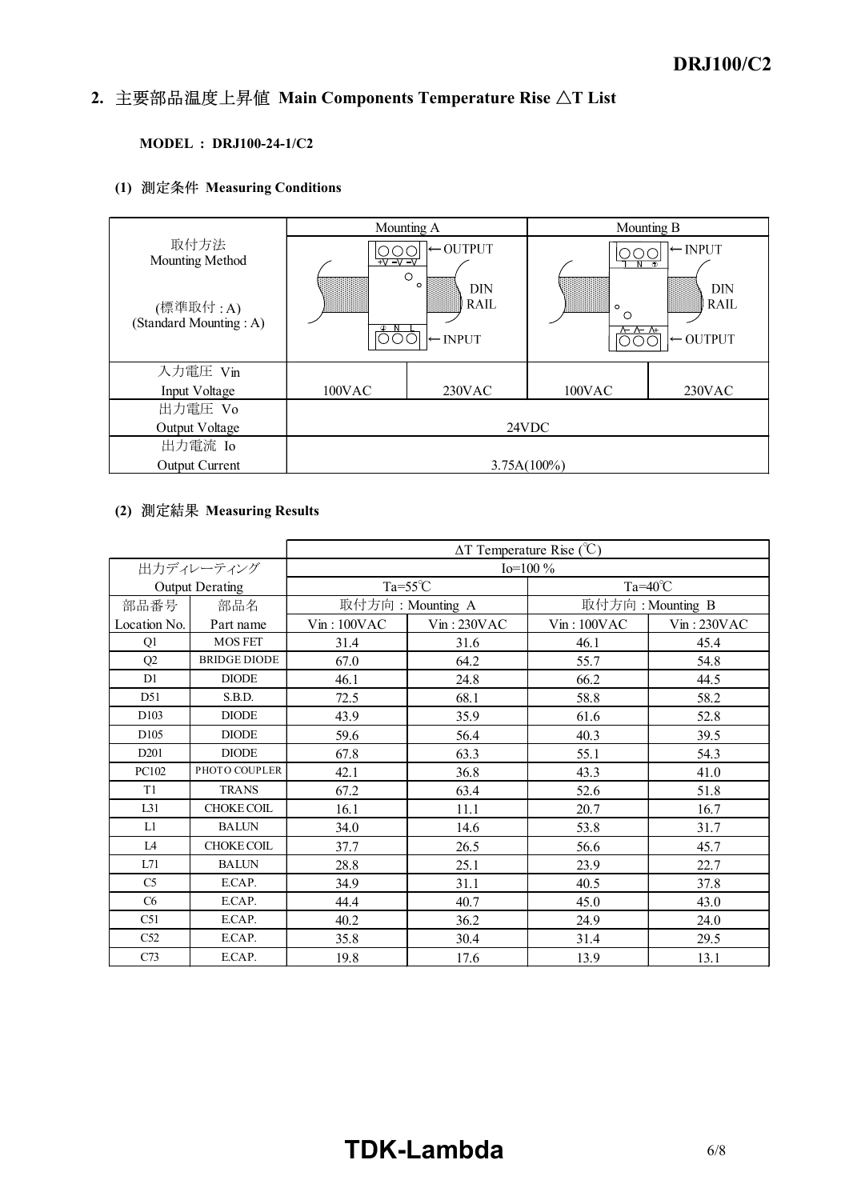## 2. 主要部品温度上昇値 Main Components Temperature Rise △T List

**MODEL : DRJ100-24-1/C2**

### (1) 測定条件 Measuring Conditions

| | Mounting A | | Mounting B | |
|---|---|---|---|---|
| 取付方法<br>Mounting Method<br><br>(標準取付 : A)<br>(Standard Mounting : A) | ← OUTPUT<br>DIN RAIL<br>← INPUT | | ← INPUT<br>DIN RAIL<br>← OUTPUT | |
| 入力電圧 Vin<br>Input Voltage | 100VAC | 230VAC | 100VAC | 230VAC |
| 出力電圧 Vo<br>Output Voltage | 24VDC | | | |
| 出力電流 Io<br>Output Current | 3.75A(100%) | | | |

### (2) 測定結果 Measuring Results

| | | ΔT Temperature Rise (℃) | | | |
|---|---|---|---|---|---|
| 出力ディレーティング<br>Output Derating | | Io=100 % | | | |
| | | Ta=55℃ | | Ta=40℃ | |
| 部品番号<br>Location No. | 部品名<br>Part name | 取付方向 : Mounting A | | 取付方向 : Mounting B | |
| | | Vin : 100VAC | Vin : 230VAC | Vin : 100VAC | Vin : 230VAC |
| Q1 | MOS FET | 31.4 | 31.6 | 46.1 | 45.4 |
| Q2 | BRIDGE DIODE | 67.0 | 64.2 | 55.7 | 54.8 |
| D1 | DIODE | 46.1 | 24.8 | 66.2 | 44.5 |
| D51 | S.B.D. | 72.5 | 68.1 | 58.8 | 58.2 |
| D103 | DIODE | 43.9 | 35.9 | 61.6 | 52.8 |
| D105 | DIODE | 59.6 | 56.4 | 40.3 | 39.5 |
| D201 | DIODE | 67.8 | 63.3 | 55.1 | 54.3 |
| PC102 | PHOTO COUPLER | 42.1 | 36.8 | 43.3 | 41.0 |
| T1 | TRANS | 67.2 | 63.4 | 52.6 | 51.8 |
| L31 | CHOKE COIL | 16.1 | 11.1 | 20.7 | 16.7 |
| L1 | BALUN | 34.0 | 14.6 | 53.8 | 31.7 |
| L4 | CHOKE COIL | 37.7 | 26.5 | 56.6 | 45.7 |
| L71 | BALUN | 28.8 | 25.1 | 23.9 | 22.7 |
| C5 | E.CAP. | 34.9 | 31.1 | 40.5 | 37.8 |
| C6 | E.CAP. | 44.4 | 40.7 | 45.0 | 43.0 |
| C51 | E.CAP. | 40.2 | 36.2 | 24.9 | 24.0 |
| C52 | E.CAP. | 35.8 | 30.4 | 31.4 | 29.5 |
| C73 | E.CAP. | 19.8 | 17.6 | 13.9 | 13.1 |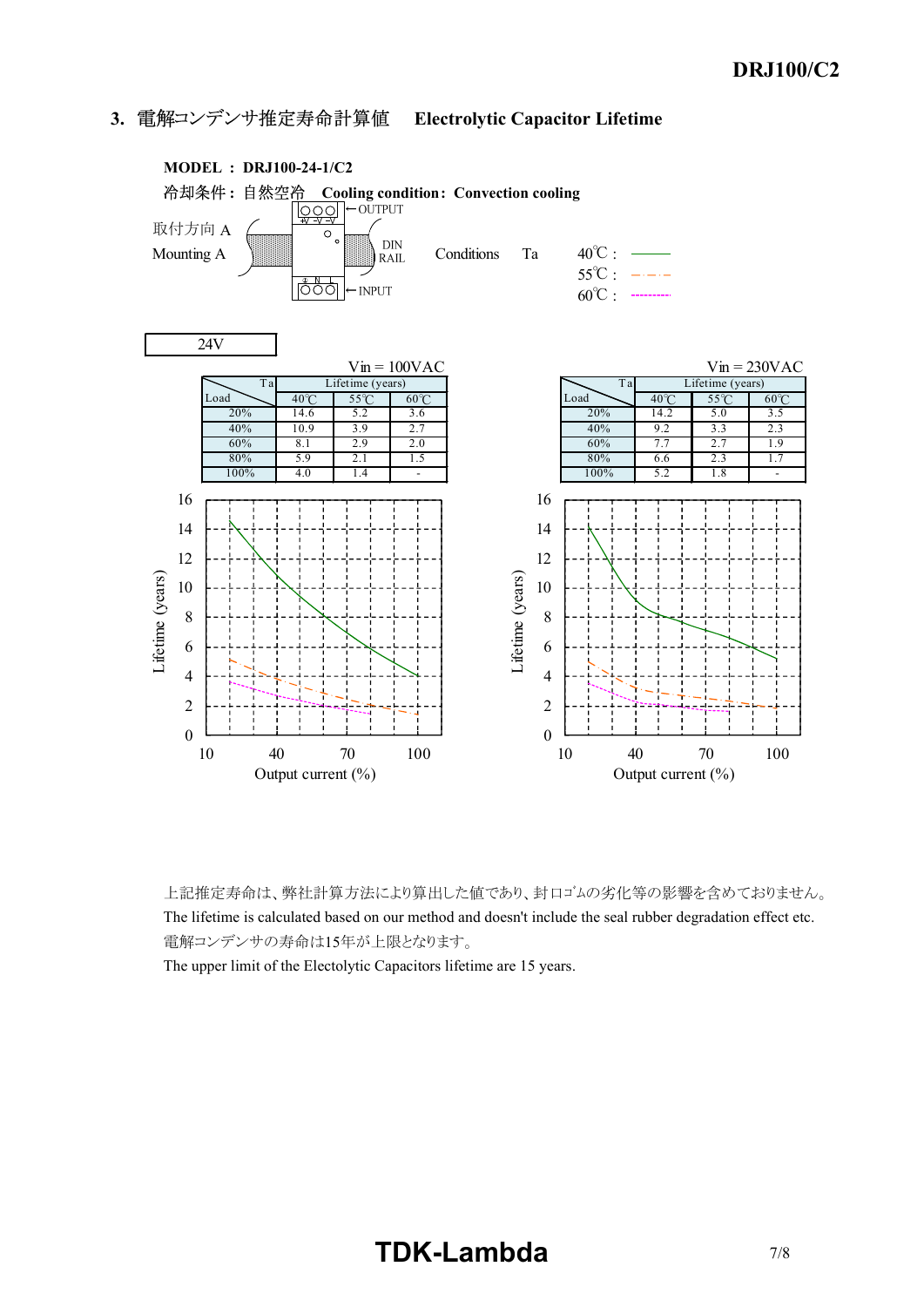## 3. 電解コンデンサ推定寿命計算値　Electrolytic Capacitor Lifetime

**MODEL : DRJ100-24-1/C2**

冷却条件 : 自然空冷　**Cooling condition : Convection cooling**

取付方向 A
Mounting A

Conditions　Ta　40℃ : ―――　55℃ : －・－・－　60℃ : ---------

| 24V |
|---|

Vin = 100VAC

| Load \ Ta | Lifetime (years) | | |
|---|---|---|---|
| | 40℃ | 55℃ | 60℃ |
| 20% | 14.6 | 5.2 | 3.6 |
| 40% | 10.9 | 3.9 | 2.7 |
| 60% | 8.1 | 2.9 | 2.0 |
| 80% | 5.9 | 2.1 | 1.5 |
| 100% | 4.0 | 1.4 | - |

Vin = 230VAC

| Load \ Ta | Lifetime (years) | | |
|---|---|---|---|
| | 40℃ | 55℃ | 60℃ |
| 20% | 14.2 | 5.0 | 3.5 |
| 40% | 9.2 | 3.3 | 2.3 |
| 60% | 7.7 | 2.7 | 1.9 |
| 80% | 6.6 | 2.3 | 1.7 |
| 100% | 5.2 | 1.8 | - |

上記推定寿命は、弊社計算方法により算出した値であり、封口ｺﾞﾑの劣化等の影響を含めておりません。
The lifetime is calculated based on our method and doesn't include the seal rubber degradation effect etc.
電解コンデンサの寿命は15年が上限となります。
The upper limit of the Electolytic Capacitors lifetime are 15 years.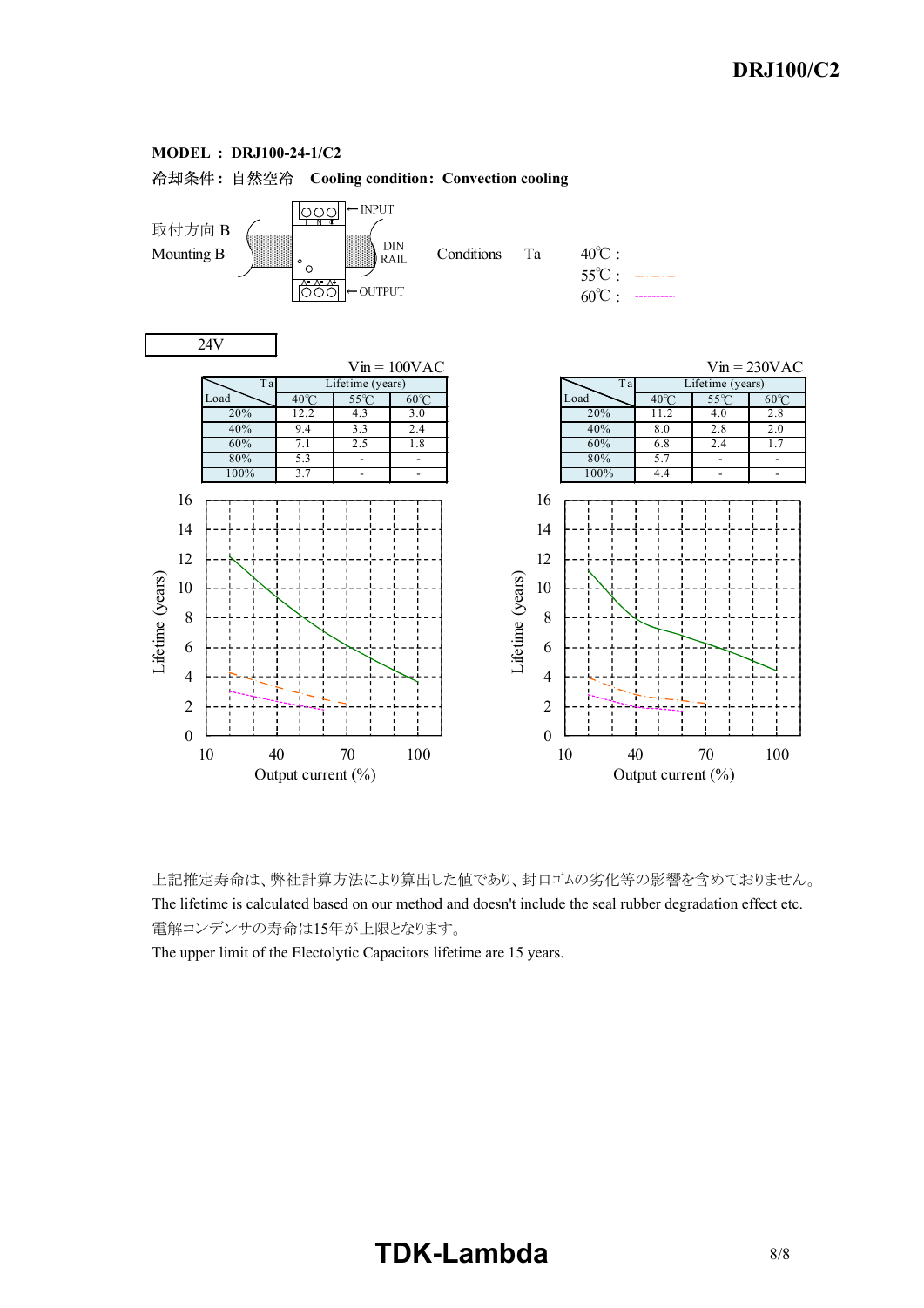**MODEL : DRJ100-24-1/C2**

冷却条件 : 自然空冷　**Cooling condition: Convection cooling**

取付方向 B
Mounting B

INPUT
DIN RAIL
OUTPUT

Conditions　Ta　40℃ :　55℃ :　60℃ :

24V

Vin = 100VAC

| Load \ Ta | Lifetime (years) | | |
|---|---|---|---|
| | 40℃ | 55℃ | 60℃ |
| 20% | 12.2 | 4.3 | 3.0 |
| 40% | 9.4 | 3.3 | 2.4 |
| 60% | 7.1 | 2.5 | 1.8 |
| 80% | 5.3 | - | - |
| 100% | 3.7 | - | - |

Vin = 230VAC

| Load \ Ta | Lifetime (years) | | |
|---|---|---|---|
| | 40℃ | 55℃ | 60℃ |
| 20% | 11.2 | 4.0 | 2.8 |
| 40% | 8.0 | 2.8 | 2.0 |
| 60% | 6.8 | 2.4 | 1.7 |
| 80% | 5.7 | - | - |
| 100% | 4.4 | - | - |

Lifetime (years)
16
14
12
10
8
6
4
2
0
10　40　70　100
Output current (%)

Lifetime (years)
16
14
12
10
8
6
4
2
0
10　40　70　100
Output current (%)

上記推定寿命は、弊社計算方法により算出した値であり、封口ゴムの劣化等の影響を含めておりません。
The lifetime is calculated based on our method and doesn't include the seal rubber degradation effect etc.
電解コンデンサの寿命は15年が上限となります。
The upper limit of the Electolytic Capacitors lifetime are 15 years.